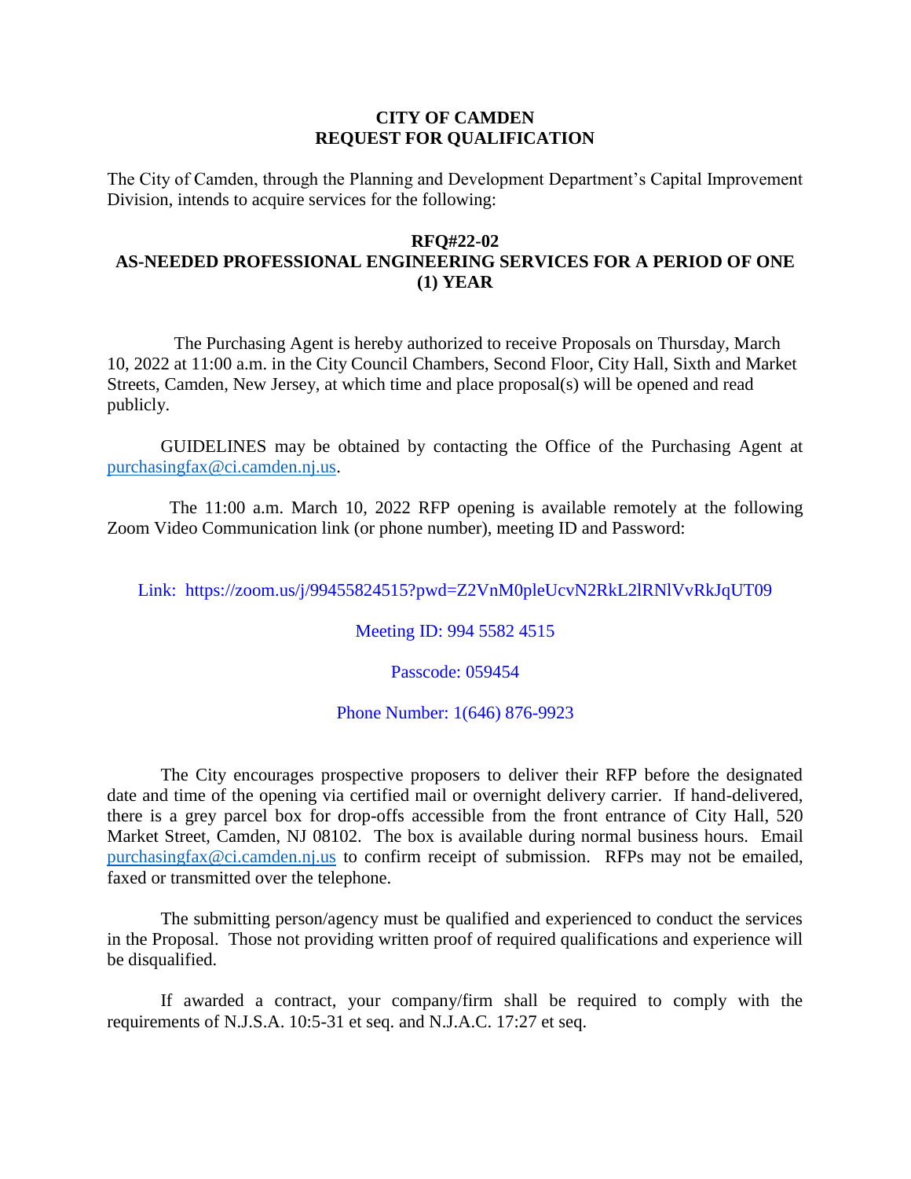**CITY OF CAMDEN**
**REQUEST FOR QUALIFICATION**

The City of Camden, through the Planning and Development Department's Capital Improvement Division, intends to acquire services for the following:

**RFQ#22-02**
**AS-NEEDED PROFESSIONAL ENGINEERING SERVICES FOR A PERIOD OF ONE (1) YEAR**

The Purchasing Agent is hereby authorized to receive Proposals on Thursday, March 10, 2022 at 11:00 a.m. in the City Council Chambers, Second Floor, City Hall, Sixth and Market Streets, Camden, New Jersey, at which time and place proposal(s) will be opened and read publicly.

GUIDELINES may be obtained by contacting the Office of the Purchasing Agent at purchasingfax@ci.camden.nj.us.

The 11:00 a.m. March 10, 2022 RFP opening is available remotely at the following Zoom Video Communication link (or phone number), meeting ID and Password:

Link: https://zoom.us/j/99455824515?pwd=Z2VnM0pleUcvN2RkL2lRNlVvRkJqUT09

Meeting ID: 994 5582 4515

Passcode: 059454

Phone Number: 1(646) 876-9923

The City encourages prospective proposers to deliver their RFP before the designated date and time of the opening via certified mail or overnight delivery carrier. If hand-delivered, there is a grey parcel box for drop-offs accessible from the front entrance of City Hall, 520 Market Street, Camden, NJ 08102. The box is available during normal business hours. Email purchasingfax@ci.camden.nj.us to confirm receipt of submission. RFPs may not be emailed, faxed or transmitted over the telephone.

The submitting person/agency must be qualified and experienced to conduct the services in the Proposal. Those not providing written proof of required qualifications and experience will be disqualified.

If awarded a contract, your company/firm shall be required to comply with the requirements of N.J.S.A. 10:5-31 et seq. and N.J.A.C. 17:27 et seq.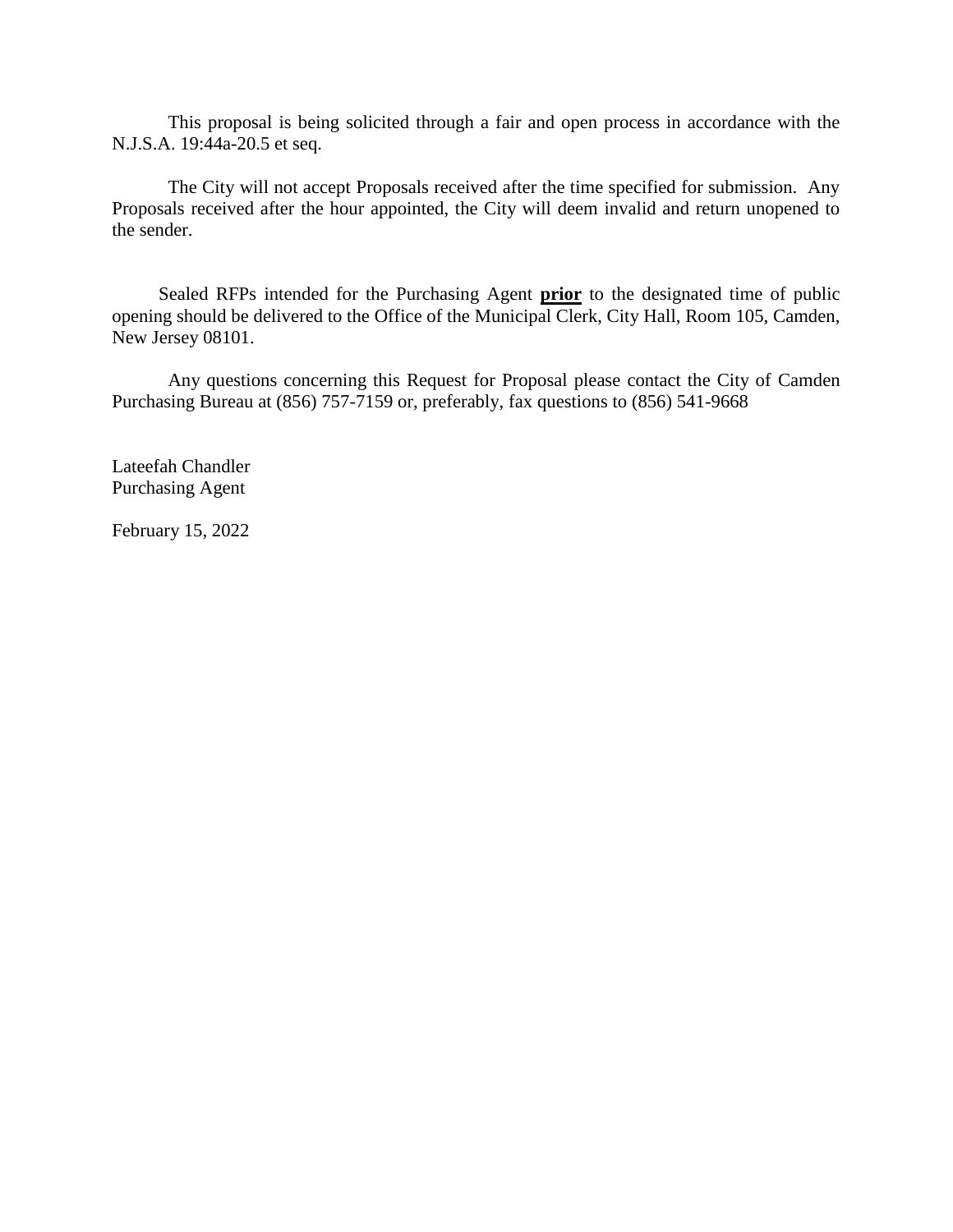This proposal is being solicited through a fair and open process in accordance with the N.J.S.A. 19:44a-20.5 et seq.

The City will not accept Proposals received after the time specified for submission. Any Proposals received after the hour appointed, the City will deem invalid and return unopened to the sender.

Sealed RFPs intended for the Purchasing Agent **prior** to the designated time of public opening should be delivered to the Office of the Municipal Clerk, City Hall, Room 105, Camden, New Jersey 08101.

Any questions concerning this Request for Proposal please contact the City of Camden Purchasing Bureau at (856) 757-7159 or, preferably, fax questions to (856) 541-9668

Lateefah Chandler
Purchasing Agent

February 15, 2022